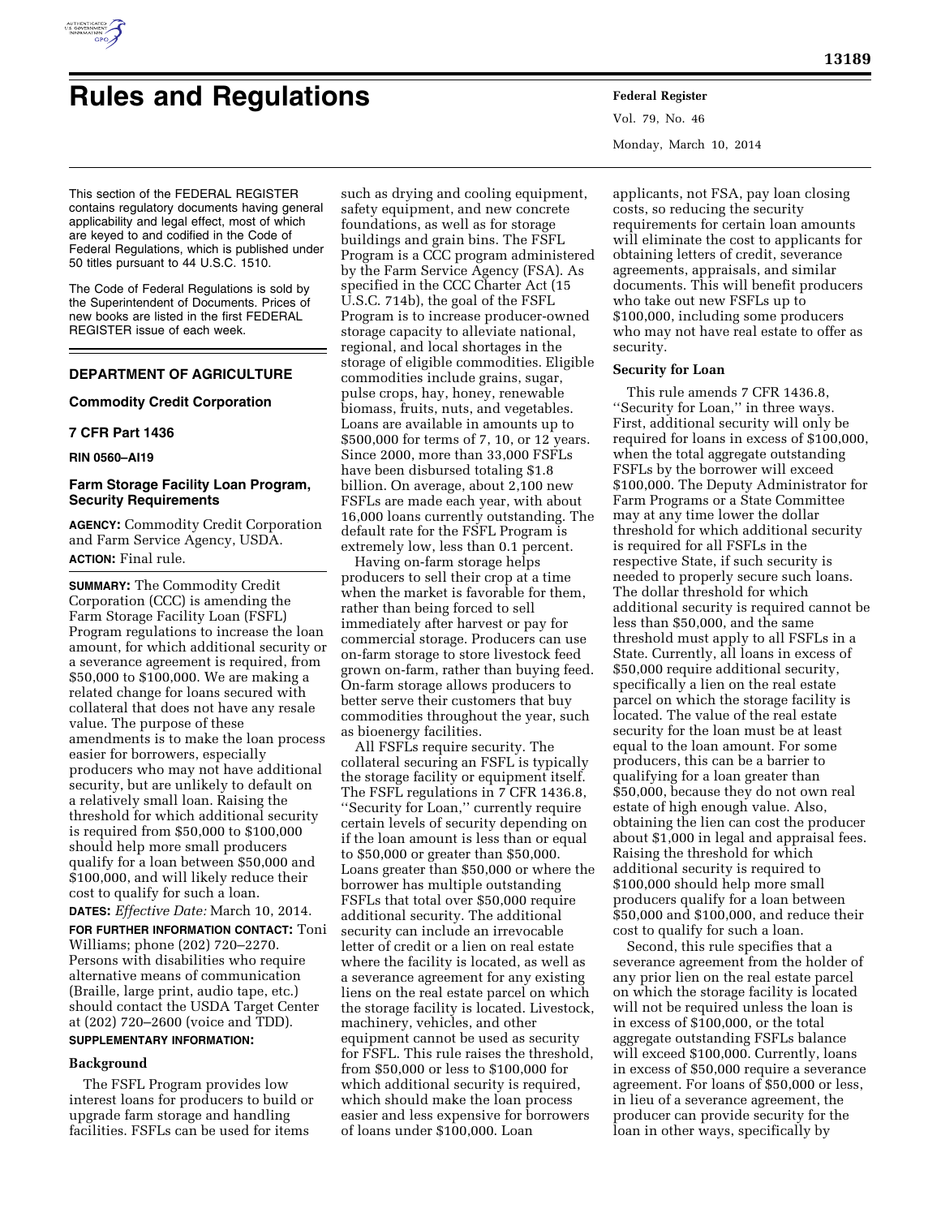# Rules and Regulations

This section of the FEDERAL REGISTER contains regulatory documents having general applicability and legal effect, most of which are keyed to and codified in the Code of Federal Regulations, which is published under 50 titles pursuant to 44 U.S.C. 1510.

The Code of Federal Regulations is sold by the Superintendent of Documents. Prices of new books are listed in the first FEDERAL REGISTER issue of each week.

## DEPARTMENT OF AGRICULTURE

### Commodity Credit Corporation

### 7 CFR Part 1436

**RIN 0560–AI19**

### Farm Storage Facility Loan Program, Security Requirements

**AGENCY:** Commodity Credit Corporation and Farm Service Agency, USDA.

**ACTION:** Final rule.

**SUMMARY:** The Commodity Credit Corporation (CCC) is amending the Farm Storage Facility Loan (FSFL) Program regulations to increase the loan amount, for which additional security or a severance agreement is required, from $50,000 to $100,000. We are making a related change for loans secured with collateral that does not have any resale value. The purpose of these amendments is to make the loan process easier for borrowers, especially producers who may not have additional security, but are unlikely to default on a relatively small loan. Raising the threshold for which additional security is required from $50,000 to $100,000 should help more small producers qualify for a loan between $50,000 and $100,000, and will likely reduce their cost to qualify for such a loan.

**DATES:** *Effective Date:* March 10, 2014.

**FOR FURTHER INFORMATION CONTACT:** Toni Williams; phone (202) 720–2270. Persons with disabilities who require alternative means of communication (Braille, large print, audio tape, etc.) should contact the USDA Target Center at (202) 720–2600 (voice and TDD).

**SUPPLEMENTARY INFORMATION:**

#### Background

The FSFL Program provides low interest loans for producers to build or upgrade farm storage and handling facilities. FSFLs can be used for items such as drying and cooling equipment, safety equipment, and new concrete foundations, as well as for storage buildings and grain bins. The FSFL Program is a CCC program administered by the Farm Service Agency (FSA). As specified in the CCC Charter Act (15 U.S.C. 714b), the goal of the FSFL Program is to increase producer-owned storage capacity to alleviate national, regional, and local shortages in the storage of eligible commodities. Eligible commodities include grains, sugar, pulse crops, hay, honey, renewable biomass, fruits, nuts, and vegetables. Loans are available in amounts up to $500,000 for terms of 7, 10, or 12 years. Since 2000, more than 33,000 FSFLs have been disbursed totaling $1.8 billion. On average, about 2,100 new FSFLs are made each year, with about 16,000 loans currently outstanding. The default rate for the FSFL Program is extremely low, less than 0.1 percent.

Having on-farm storage helps producers to sell their crop at a time when the market is favorable for them, rather than being forced to sell immediately after harvest or pay for commercial storage. Producers can use on-farm storage to store livestock feed grown on-farm, rather than buying feed. On-farm storage allows producers to better serve their customers that buy commodities throughout the year, such as bioenergy facilities.

All FSFLs require security. The collateral securing an FSFL is typically the storage facility or equipment itself. The FSFL regulations in 7 CFR 1436.8, ''Security for Loan,'' currently require certain levels of security depending on if the loan amount is less than or equal to $50,000 or greater than $50,000. Loans greater than $50,000 or where the borrower has multiple outstanding FSFLs that total over $50,000 require additional security. The additional security can include an irrevocable letter of credit or a lien on real estate where the facility is located, as well as a severance agreement for any existing liens on the real estate parcel on which the storage facility is located. Livestock, machinery, vehicles, and other equipment cannot be used as security for FSFL. This rule raises the threshold, from $50,000 or less to $100,000 for which additional security is required, which should make the loan process easier and less expensive for borrowers of loans under $100,000. Loan applicants, not FSA, pay loan closing costs, so reducing the security requirements for certain loan amounts will eliminate the cost to applicants for obtaining letters of credit, severance agreements, appraisals, and similar documents. This will benefit producers who take out new FSFLs up to $100,000, including some producers who may not have real estate to offer as security.

#### Security for Loan

This rule amends 7 CFR 1436.8, ''Security for Loan,'' in three ways. First, additional security will only be required for loans in excess of $100,000, when the total aggregate outstanding FSFLs by the borrower will exceed $100,000. The Deputy Administrator for Farm Programs or a State Committee may at any time lower the dollar threshold for which additional security is required for all FSFLs in the respective State, if such security is needed to properly secure such loans. The dollar threshold for which additional security is required cannot be less than $50,000, and the same threshold must apply to all FSFLs in a State. Currently, all loans in excess of $50,000 require additional security, specifically a lien on the real estate parcel on which the storage facility is located. The value of the real estate security for the loan must be at least equal to the loan amount. For some producers, this can be a barrier to qualifying for a loan greater than $50,000, because they do not own real estate of high enough value. Also, obtaining the lien can cost the producer about $1,000 in legal and appraisal fees. Raising the threshold for which additional security is required to $100,000 should help more small producers qualify for a loan between $50,000 and $100,000, and reduce their cost to qualify for such a loan.

Second, this rule specifies that a severance agreement from the holder of any prior lien on the real estate parcel on which the storage facility is located will not be required unless the loan is in excess of $100,000, or the total aggregate outstanding FSFLs balance will exceed $100,000. Currently, loans in excess of $50,000 require a severance agreement. For loans of $50,000 or less, in lieu of a severance agreement, the producer can provide security for the loan in other ways, specifically by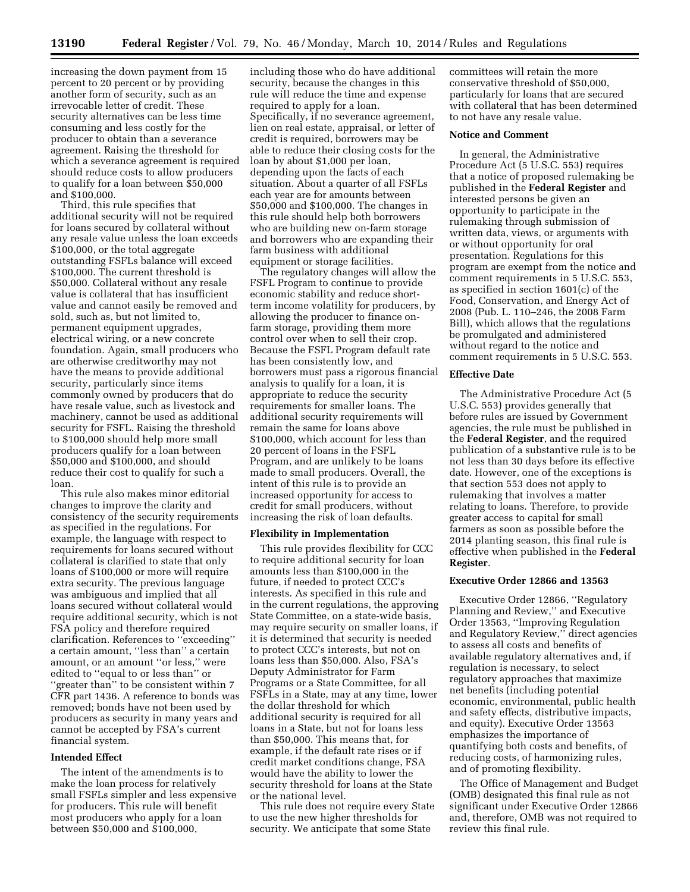increasing the down payment from 15 percent to 20 percent or by providing another form of security, such as an irrevocable letter of credit. These security alternatives can be less time consuming and less costly for the producer to obtain than a severance agreement. Raising the threshold for which a severance agreement is required should reduce costs to allow producers to qualify for a loan between $50,000 and $100,000.

Third, this rule specifies that additional security will not be required for loans secured by collateral without any resale value unless the loan exceeds $100,000, or the total aggregate outstanding FSFLs balance will exceed $100,000. The current threshold is $50,000. Collateral without any resale value is collateral that has insufficient value and cannot easily be removed and sold, such as, but not limited to, permanent equipment upgrades, electrical wiring, or a new concrete foundation. Again, small producers who are otherwise creditworthy may not have the means to provide additional security, particularly since items commonly owned by producers that do have resale value, such as livestock and machinery, cannot be used as additional security for FSFL. Raising the threshold to $100,000 should help more small producers qualify for a loan between $50,000 and $100,000, and should reduce their cost to qualify for such a loan.

This rule also makes minor editorial changes to improve the clarity and consistency of the security requirements as specified in the regulations. For example, the language with respect to requirements for loans secured without collateral is clarified to state that only loans of $100,000 or more will require extra security. The previous language was ambiguous and implied that all loans secured without collateral would require additional security, which is not FSA policy and therefore required clarification. References to "exceeding" a certain amount, "less than" a certain amount, or an amount "or less," were edited to "equal to or less than" or "greater than" to be consistent within 7 CFR part 1436. A reference to bonds was removed; bonds have not been used by producers as security in many years and cannot be accepted by FSA's current financial system.

**Intended Effect**

The intent of the amendments is to make the loan process for relatively small FSFLs simpler and less expensive for producers. This rule will benefit most producers who apply for a loan between $50,000 and $100,000, including those who do have additional security, because the changes in this rule will reduce the time and expense required to apply for a loan. Specifically, if no severance agreement, lien on real estate, appraisal, or letter of credit is required, borrowers may be able to reduce their closing costs for the loan by about $1,000 per loan, depending upon the facts of each situation. About a quarter of all FSFLs each year are for amounts between $50,000 and $100,000. The changes in this rule should help both borrowers who are building new on-farm storage and borrowers who are expanding their farm business with additional equipment or storage facilities.

The regulatory changes will allow the FSFL Program to continue to provide economic stability and reduce short-term income volatility for producers, by allowing the producer to finance on-farm storage, providing them more control over when to sell their crop. Because the FSFL Program default rate has been consistently low, and borrowers must pass a rigorous financial analysis to qualify for a loan, it is appropriate to reduce the security requirements for smaller loans. The additional security requirements will remain the same for loans above $100,000, which account for less than 20 percent of loans in the FSFL Program, and are unlikely to be loans made to small producers. Overall, the intent of this rule is to provide an increased opportunity for access to credit for small producers, without increasing the risk of loan defaults.

**Flexibility in Implementation**

This rule provides flexibility for CCC to require additional security for loan amounts less than $100,000 in the future, if needed to protect CCC's interests. As specified in this rule and in the current regulations, the approving State Committee, on a state-wide basis, may require security on smaller loans, if it is determined that security is needed to protect CCC's interests, but not on loans less than $50,000. Also, FSA's Deputy Administrator for Farm Programs or a State Committee, for all FSFLs in a State, may at any time, lower the dollar threshold for which additional security is required for all loans in a State, but not for loans less than $50,000. This means that, for example, if the default rate rises or if credit market conditions change, FSA would have the ability to lower the security threshold for loans at the State or the national level.

This rule does not require every State to use the new higher thresholds for security. We anticipate that some State committees will retain the more conservative threshold of $50,000, particularly for loans that are secured with collateral that has been determined to not have any resale value.

**Notice and Comment**

In general, the Administrative Procedure Act (5 U.S.C. 553) requires that a notice of proposed rulemaking be published in the **Federal Register** and interested persons be given an opportunity to participate in the rulemaking through submission of written data, views, or arguments with or without opportunity for oral presentation. Regulations for this program are exempt from the notice and comment requirements in 5 U.S.C. 553, as specified in section 1601(c) of the Food, Conservation, and Energy Act of 2008 (Pub. L. 110–246, the 2008 Farm Bill), which allows that the regulations be promulgated and administered without regard to the notice and comment requirements in 5 U.S.C. 553.

**Effective Date**

The Administrative Procedure Act (5 U.S.C. 553) provides generally that before rules are issued by Government agencies, the rule must be published in the **Federal Register**, and the required publication of a substantive rule is to be not less than 30 days before its effective date. However, one of the exceptions is that section 553 does not apply to rulemaking that involves a matter relating to loans. Therefore, to provide greater access to capital for small farmers as soon as possible before the 2014 planting season, this final rule is effective when published in the **Federal Register**.

**Executive Order 12866 and 13563**

Executive Order 12866, "Regulatory Planning and Review," and Executive Order 13563, "Improving Regulation and Regulatory Review," direct agencies to assess all costs and benefits of available regulatory alternatives and, if regulation is necessary, to select regulatory approaches that maximize net benefits (including potential economic, environmental, public health and safety effects, distributive impacts, and equity). Executive Order 13563 emphasizes the importance of quantifying both costs and benefits, of reducing costs, of harmonizing rules, and of promoting flexibility.

The Office of Management and Budget (OMB) designated this final rule as not significant under Executive Order 12866 and, therefore, OMB was not required to review this final rule.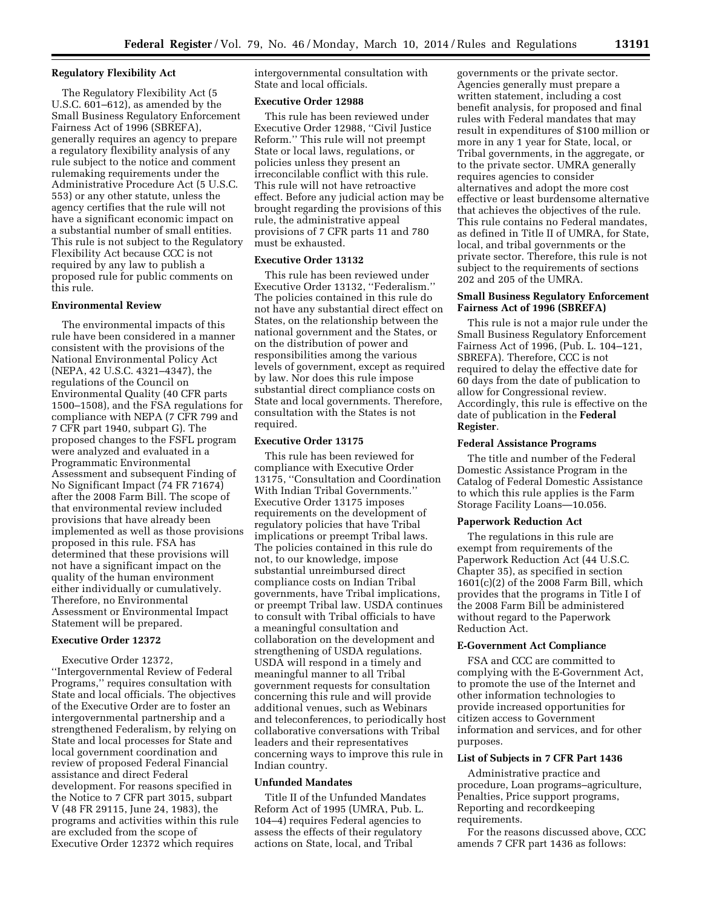### Regulatory Flexibility Act

The Regulatory Flexibility Act (5 U.S.C. 601–612), as amended by the Small Business Regulatory Enforcement Fairness Act of 1996 (SBREFA), generally requires an agency to prepare a regulatory flexibility analysis of any rule subject to the notice and comment rulemaking requirements under the Administrative Procedure Act (5 U.S.C. 553) or any other statute, unless the agency certifies that the rule will not have a significant economic impact on a substantial number of small entities. This rule is not subject to the Regulatory Flexibility Act because CCC is not required by any law to publish a proposed rule for public comments on this rule.

### Environmental Review

The environmental impacts of this rule have been considered in a manner consistent with the provisions of the National Environmental Policy Act (NEPA, 42 U.S.C. 4321–4347), the regulations of the Council on Environmental Quality (40 CFR parts 1500–1508), and the FSA regulations for compliance with NEPA (7 CFR 799 and 7 CFR part 1940, subpart G). The proposed changes to the FSFL program were analyzed and evaluated in a Programmatic Environmental Assessment and subsequent Finding of No Significant Impact (74 FR 71674) after the 2008 Farm Bill. The scope of that environmental review included provisions that have already been implemented as well as those provisions proposed in this rule. FSA has determined that these provisions will not have a significant impact on the quality of the human environment either individually or cumulatively. Therefore, no Environmental Assessment or Environmental Impact Statement will be prepared.

### Executive Order 12372

Executive Order 12372, ''Intergovernmental Review of Federal Programs,'' requires consultation with State and local officials. The objectives of the Executive Order are to foster an intergovernmental partnership and a strengthened Federalism, by relying on State and local processes for State and local government coordination and review of proposed Federal Financial assistance and direct Federal development. For reasons specified in the Notice to 7 CFR part 3015, subpart V (48 FR 29115, June 24, 1983), the programs and activities within this rule are excluded from the scope of Executive Order 12372 which requires intergovernmental consultation with State and local officials.

### Executive Order 12988

This rule has been reviewed under Executive Order 12988, ''Civil Justice Reform.'' This rule will not preempt State or local laws, regulations, or policies unless they present an irreconcilable conflict with this rule. This rule will not have retroactive effect. Before any judicial action may be brought regarding the provisions of this rule, the administrative appeal provisions of 7 CFR parts 11 and 780 must be exhausted.

### Executive Order 13132

This rule has been reviewed under Executive Order 13132, ''Federalism.'' The policies contained in this rule do not have any substantial direct effect on States, on the relationship between the national government and the States, or on the distribution of power and responsibilities among the various levels of government, except as required by law. Nor does this rule impose substantial direct compliance costs on State and local governments. Therefore, consultation with the States is not required.

### Executive Order 13175

This rule has been reviewed for compliance with Executive Order 13175, ''Consultation and Coordination With Indian Tribal Governments.'' Executive Order 13175 imposes requirements on the development of regulatory policies that have Tribal implications or preempt Tribal laws. The policies contained in this rule do not, to our knowledge, impose substantial unreimbursed direct compliance costs on Indian Tribal governments, have Tribal implications, or preempt Tribal law. USDA continues to consult with Tribal officials to have a meaningful consultation and collaboration on the development and strengthening of USDA regulations. USDA will respond in a timely and meaningful manner to all Tribal government requests for consultation concerning this rule and will provide additional venues, such as Webinars and teleconferences, to periodically host collaborative conversations with Tribal leaders and their representatives concerning ways to improve this rule in Indian country.

### Unfunded Mandates

Title II of the Unfunded Mandates Reform Act of 1995 (UMRA, Pub. L. 104–4) requires Federal agencies to assess the effects of their regulatory actions on State, local, and Tribal governments or the private sector. Agencies generally must prepare a written statement, including a cost benefit analysis, for proposed and final rules with Federal mandates that may result in expenditures of $100 million or more in any 1 year for State, local, or Tribal governments, in the aggregate, or to the private sector. UMRA generally requires agencies to consider alternatives and adopt the more cost effective or least burdensome alternative that achieves the objectives of the rule. This rule contains no Federal mandates, as defined in Title II of UMRA, for State, local, and tribal governments or the private sector. Therefore, this rule is not subject to the requirements of sections 202 and 205 of the UMRA.

### Small Business Regulatory Enforcement Fairness Act of 1996 (SBREFA)

This rule is not a major rule under the Small Business Regulatory Enforcement Fairness Act of 1996, (Pub. L. 104–121, SBREFA). Therefore, CCC is not required to delay the effective date for 60 days from the date of publication to allow for Congressional review. Accordingly, this rule is effective on the date of publication in the **Federal Register**.

### Federal Assistance Programs

The title and number of the Federal Domestic Assistance Program in the Catalog of Federal Domestic Assistance to which this rule applies is the Farm Storage Facility Loans—10.056.

### Paperwork Reduction Act

The regulations in this rule are exempt from requirements of the Paperwork Reduction Act (44 U.S.C. Chapter 35), as specified in section 1601(c)(2) of the 2008 Farm Bill, which provides that the programs in Title I of the 2008 Farm Bill be administered without regard to the Paperwork Reduction Act.

### E-Government Act Compliance

FSA and CCC are committed to complying with the E-Government Act, to promote the use of the Internet and other information technologies to provide increased opportunities for citizen access to Government information and services, and for other purposes.

### List of Subjects in 7 CFR Part 1436

Administrative practice and procedure, Loan programs–agriculture, Penalties, Price support programs, Reporting and recordkeeping requirements.

For the reasons discussed above, CCC amends 7 CFR part 1436 as follows: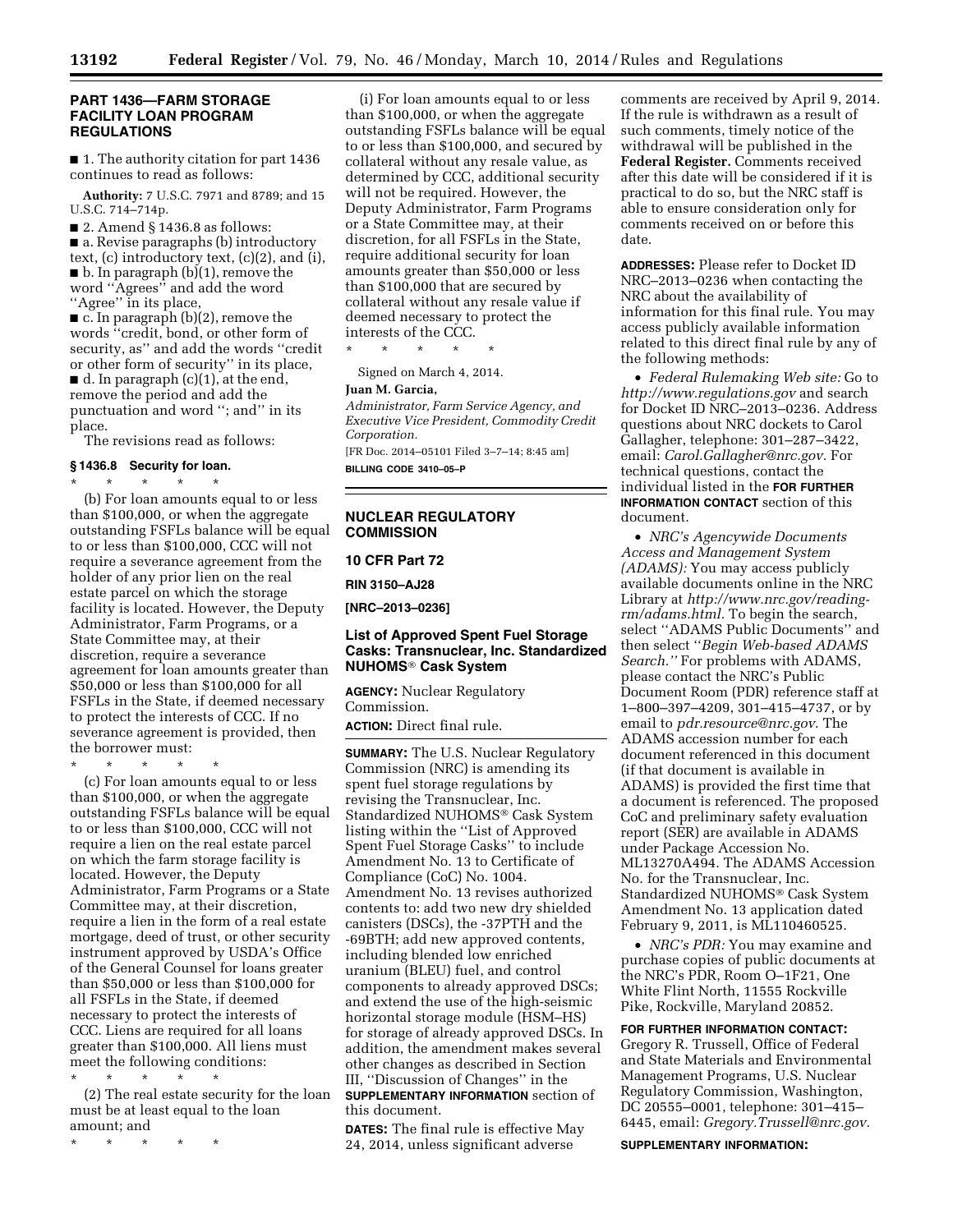## PART 1436—FARM STORAGE FACILITY LOAN PROGRAM REGULATIONS

■ 1. The authority citation for part 1436 continues to read as follows:

**Authority:** 7 U.S.C. 7971 and 8789; and 15 U.S.C. 714–714p.

■ 2. Amend § 1436.8 as follows:

■ a. Revise paragraphs (b) introductory text, (c) introductory text, (c)(2), and (i),

■ b. In paragraph (b)(1), remove the word ''Agrees'' and add the word ''Agree'' in its place,

■ c. In paragraph (b)(2), remove the words ''credit, bond, or other form of security, as'' and add the words ''credit or other form of security'' in its place,

■ d. In paragraph (c)(1), at the end, remove the period and add the punctuation and word ''; and'' in its place.

The revisions read as follows:

### § 1436.8 Security for loan.

\* \* \* \* \*

(b) For loan amounts equal to or less than $100,000, or when the aggregate outstanding FSFLs balance will be equal to or less than $100,000, CCC will not require a severance agreement from the holder of any prior lien on the real estate parcel on which the storage facility is located. However, the Deputy Administrator, Farm Programs, or a State Committee may, at their discretion, require a severance agreement for loan amounts greater than $50,000 or less than $100,000 for all FSFLs in the State, if deemed necessary to protect the interests of CCC. If no severance agreement is provided, then the borrower must:

\* \* \* \* \*

(c) For loan amounts equal to or less than $100,000, or when the aggregate outstanding FSFLs balance will be equal to or less than $100,000, CCC will not require a lien on the real estate parcel on which the farm storage facility is located. However, the Deputy Administrator, Farm Programs or a State Committee may, at their discretion, require a lien in the form of a real estate mortgage, deed of trust, or other security instrument approved by USDA's Office of the General Counsel for loans greater than $50,000 or less than $100,000 for all FSFLs in the State, if deemed necessary to protect the interests of CCC. Liens are required for all loans greater than $100,000. All liens must meet the following conditions:

\* \* \* \* \*

(2) The real estate security for the loan must be at least equal to the loan amount; and

\* \* \* \* \*

(i) For loan amounts equal to or less than $100,000, or when the aggregate outstanding FSFLs balance will be equal to or less than $100,000, and secured by collateral without any resale value, as determined by CCC, additional security will not be required. However, the Deputy Administrator, Farm Programs or a State Committee may, at their discretion, for all FSFLs in the State, require additional security for loan amounts greater than $50,000 or less than $100,000 that are secured by collateral without any resale value if deemed necessary to protect the interests of the CCC.

\* \* \* \* \*

Signed on March 4, 2014.

**Juan M. Garcia,**

*Administrator, Farm Service Agency, and Executive Vice President, Commodity Credit Corporation.*

[FR Doc. 2014–05101 Filed 3–7–14; 8:45 am]

**BILLING CODE 3410–05–P**

---

## NUCLEAR REGULATORY COMMISSION

## 10 CFR Part 72

**RIN 3150–AJ28**

**[NRC–2013–0236]**

## List of Approved Spent Fuel Storage Casks: Transnuclear, Inc. Standardized NUHOMS® Cask System

**AGENCY:** Nuclear Regulatory Commission.

**ACTION:** Direct final rule.

**SUMMARY:** The U.S. Nuclear Regulatory Commission (NRC) is amending its spent fuel storage regulations by revising the Transnuclear, Inc. Standardized NUHOMS® Cask System listing within the ''List of Approved Spent Fuel Storage Casks'' to include Amendment No. 13 to Certificate of Compliance (CoC) No. 1004. Amendment No. 13 revises authorized contents to: add two new dry shielded canisters (DSCs), the -37PTH and the -69BTH; add new approved contents, including blended low enriched uranium (BLEU) fuel, and control components to already approved DSCs; and extend the use of the high-seismic horizontal storage module (HSM–HS) for storage of already approved DSCs. In addition, the amendment makes several other changes as described in Section III, ''Discussion of Changes'' in the **SUPPLEMENTARY INFORMATION** section of this document.

**DATES:** The final rule is effective May 24, 2014, unless significant adverse comments are received by April 9, 2014. If the rule is withdrawn as a result of such comments, timely notice of the withdrawal will be published in the **Federal Register.** Comments received after this date will be considered if it is practical to do so, but the NRC staff is able to ensure consideration only for comments received on or before this date.

**ADDRESSES:** Please refer to Docket ID NRC–2013–0236 when contacting the NRC about the availability of information for this final rule. You may access publicly available information related to this direct final rule by any of the following methods:

- *Federal Rulemaking Web site:* Go to *http://www.regulations.gov* and search for Docket ID NRC–2013–0236. Address questions about NRC dockets to Carol Gallagher, telephone: 301–287–3422, email: *Carol.Gallagher@nrc.gov.* For technical questions, contact the individual listed in the **FOR FURTHER INFORMATION CONTACT** section of this document.
- *NRC's Agencywide Documents Access and Management System (ADAMS):* You may access publicly available documents online in the NRC Library at *http://www.nrc.gov/reading-rm/adams.html.* To begin the search, select ''ADAMS Public Documents'' and then select ''*Begin Web-based ADAMS Search.*'' For problems with ADAMS, please contact the NRC's Public Document Room (PDR) reference staff at 1–800–397–4209, 301–415–4737, or by email to *pdr.resource@nrc.gov.* The ADAMS accession number for each document referenced in this document (if that document is available in ADAMS) is provided the first time that a document is referenced. The proposed CoC and preliminary safety evaluation report (SER) are available in ADAMS under Package Accession No. ML13270A494. The ADAMS Accession No. for the Transnuclear, Inc. Standardized NUHOMS® Cask System Amendment No. 13 application dated February 9, 2011, is ML110460525.
- *NRC's PDR:* You may examine and purchase copies of public documents at the NRC's PDR, Room O–1F21, One White Flint North, 11555 Rockville Pike, Rockville, Maryland 20852.

**FOR FURTHER INFORMATION CONTACT:** Gregory R. Trussell, Office of Federal and State Materials and Environmental Management Programs, U.S. Nuclear Regulatory Commission, Washington, DC 20555–0001, telephone: 301–415–6445, email: *Gregory.Trussell@nrc.gov.*

**SUPPLEMENTARY INFORMATION:**